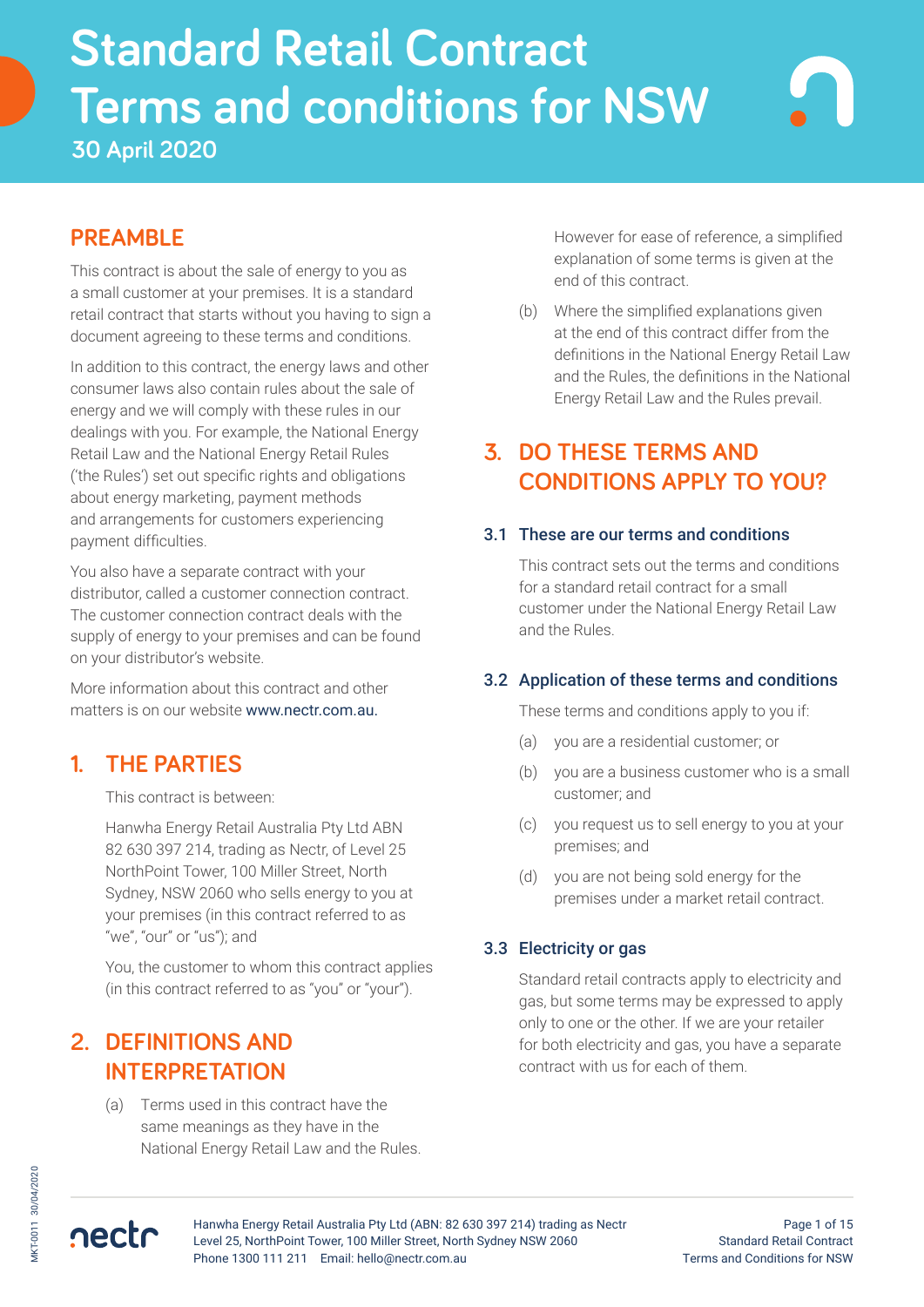# Standard Retail Contract Terms and conditions for NSW

30 April 2020

## PREAMBLE

This contract is about the sale of energy to you as a small customer at your premises. It is a standard retail contract that starts without you having to sign a document agreeing to these terms and conditions.

In addition to this contract, the energy laws and other consumer laws also contain rules about the sale of energy and we will comply with these rules in our dealings with you. For example, the National Energy Retail Law and the National Energy Retail Rules ('the Rules') set out specific rights and obligations about energy marketing, payment methods and arrangements for customers experiencing payment difficulties.

You also have a separate contract with your distributor, called a customer connection contract. The customer connection contract deals with the supply of energy to your premises and can be found on your distributor's website.

More information about this contract and other matters is on our website www.nectr.com.au.

## 1. THE PARTIES

This contract is between:

Hanwha Energy Retail Australia Pty Ltd ABN 82 630 397 214, trading as Nectr, of Level 25 NorthPoint Tower, 100 Miller Street, North Sydney, NSW 2060 who sells energy to you at your premises (in this contract referred to as "we", "our" or "us"); and

You, the customer to whom this contract applies (in this contract referred to as "you" or "your").

## 2. DEFINITIONS AND INTERPRETATION

(a) Terms used in this contract have the same meanings as they have in the National Energy Retail Law and the Rules. However for ease of reference, a simplified explanation of some terms is given at the end of this contract.

(b) Where the simplified explanations given at the end of this contract differ from the definitions in the National Energy Retail Law and the Rules, the definitions in the National Energy Retail Law and the Rules prevail.

## 3. DO THESE TERMS AND CONDITIONS APPLY TO YOU?

### 3.1 These are our terms and conditions

This contract sets out the terms and conditions for a standard retail contract for a small customer under the National Energy Retail Law and the Rules.

### 3.2 Application of these terms and conditions

These terms and conditions apply to you if:

(a) you are a residential customer; or

(b) you are a business customer who is a small customer; and

(c) you request us to sell energy to you at your premises; and

(d) you are not being sold energy for the premises under a market retail contract.

### 3.3 Electricity or gas

Standard retail contracts apply to electricity and gas, but some terms may be expressed to apply only to one or the other. If we are your retailer for both electricity and gas, you have a separate contract with us for each of them.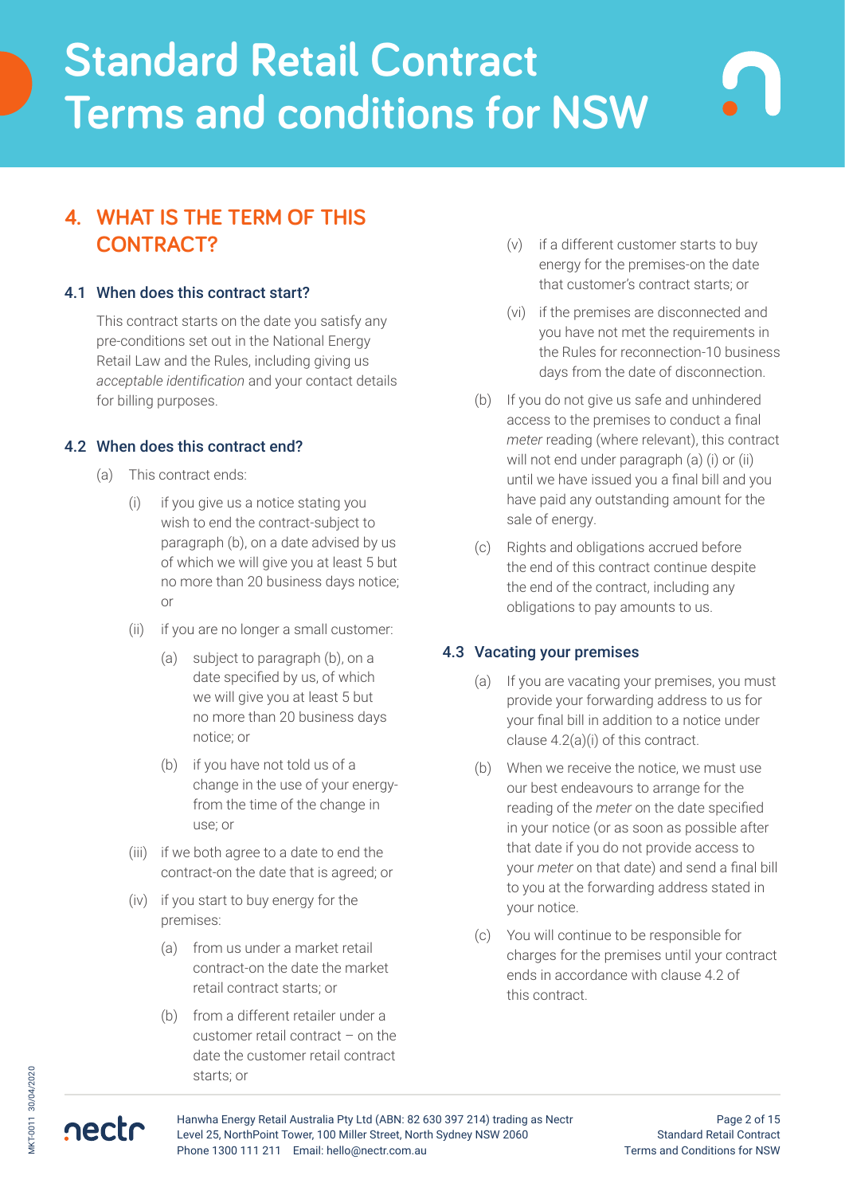# Standard Retail Contract Terms and conditions for NSW

## 4. WHAT IS THE TERM OF THIS CONTRACT?

### 4.1 When does this contract start?

This contract starts on the date you satisfy any pre-conditions set out in the National Energy Retail Law and the Rules, including giving us *acceptable identification* and your contact details for billing purposes.

### 4.2 When does this contract end?

(a) This contract ends:

(i) if you give us a notice stating you wish to end the contract-subject to paragraph (b), on a date advised by us of which we will give you at least 5 but no more than 20 business days notice; or

(ii) if you are no longer a small customer:

(a) subject to paragraph (b), on a date specified by us, of which we will give you at least 5 but no more than 20 business days notice; or

(b) if you have not told us of a change in the use of your energy-from the time of the change in use; or

(iii) if we both agree to a date to end the contract-on the date that is agreed; or

(iv) if you start to buy energy for the premises:

(a) from us under a market retail contract-on the date the market retail contract starts; or

(b) from a different retailer under a customer retail contract – on the date the customer retail contract starts; or

(v) if a different customer starts to buy energy for the premises-on the date that customer's contract starts; or

(vi) if the premises are disconnected and you have not met the requirements in the Rules for reconnection-10 business days from the date of disconnection.

(b) If you do not give us safe and unhindered access to the premises to conduct a final *meter* reading (where relevant), this contract will not end under paragraph (a) (i) or (ii) until we have issued you a final bill and you have paid any outstanding amount for the sale of energy.

(c) Rights and obligations accrued before the end of this contract continue despite the end of the contract, including any obligations to pay amounts to us.

### 4.3 Vacating your premises

(a) If you are vacating your premises, you must provide your forwarding address to us for your final bill in addition to a notice under clause 4.2(a)(i) of this contract.

(b) When we receive the notice, we must use our best endeavours to arrange for the reading of the *meter* on the date specified in your notice (or as soon as possible after that date if you do not provide access to your *meter* on that date) and send a final bill to you at the forwarding address stated in your notice.

(c) You will continue to be responsible for charges for the premises until your contract ends in accordance with clause 4.2 of this contract.

Hanwha Energy Retail Australia Pty Ltd (ABN: 82 630 397 214) trading as Nectr
Level 25, NorthPoint Tower, 100 Miller Street, North Sydney NSW 2060
Phone 1300 111 211 Email: hello@nectr.com.au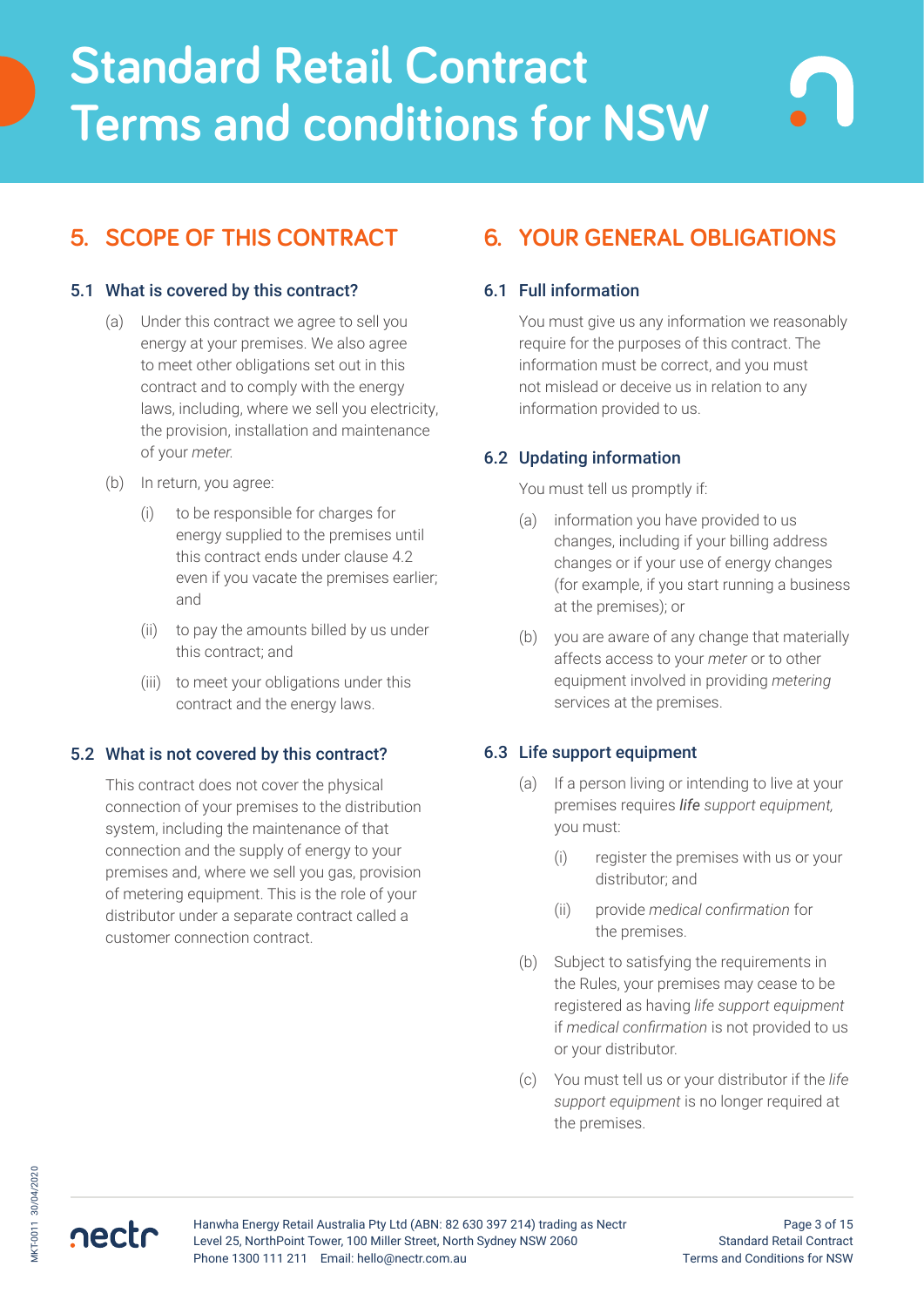# Standard Retail Contract Terms and conditions for NSW

## 5. SCOPE OF THIS CONTRACT

### 5.1 What is covered by this contract?

(a) Under this contract we agree to sell you energy at your premises. We also agree to meet other obligations set out in this contract and to comply with the energy laws, including, where we sell you electricity, the provision, installation and maintenance of your *meter*.

(b) In return, you agree:

(i) to be responsible for charges for energy supplied to the premises until this contract ends under clause 4.2 even if you vacate the premises earlier; and

(ii) to pay the amounts billed by us under this contract; and

(iii) to meet your obligations under this contract and the energy laws.

### 5.2 What is not covered by this contract?

This contract does not cover the physical connection of your premises to the distribution system, including the maintenance of that connection and the supply of energy to your premises and, where we sell you gas, provision of metering equipment. This is the role of your distributor under a separate contract called a customer connection contract.

## 6. YOUR GENERAL OBLIGATIONS

### 6.1 Full information

You must give us any information we reasonably require for the purposes of this contract. The information must be correct, and you must not mislead or deceive us in relation to any information provided to us.

### 6.2 Updating information

You must tell us promptly if:

(a) information you have provided to us changes, including if your billing address changes or if your use of energy changes (for example, if you start running a business at the premises); or

(b) you are aware of any change that materially affects access to your *meter* or to other equipment involved in providing *metering* services at the premises.

### 6.3 Life support equipment

(a) If a person living or intending to live at your premises requires ***life** support equipment,* you must:

(i) register the premises with us or your distributor; and

(ii) provide *medical confirmation* for the premises.

(b) Subject to satisfying the requirements in the Rules, your premises may cease to be registered as having *life support equipment* if *medical confirmation* is not provided to us or your distributor.

(c) You must tell us or your distributor if the *life support equipment* is no longer required at the premises.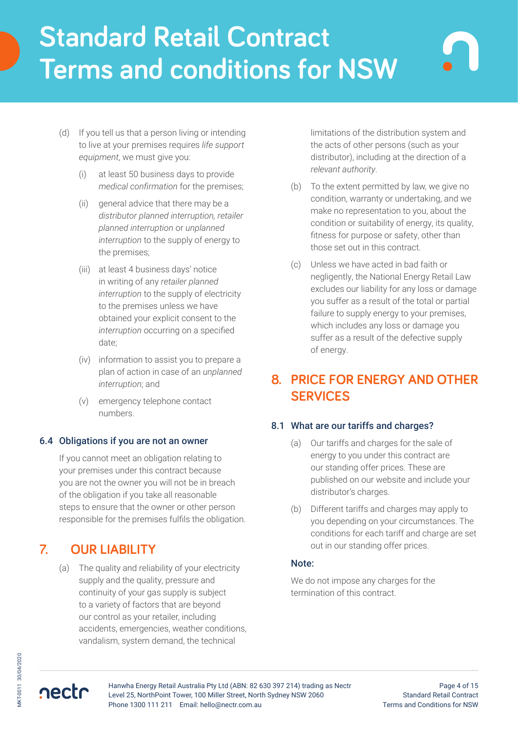(d) If you tell us that a person living or intending to live at your premises requires *life support equipment*, we must give you:

   (i) at least 50 business days to provide *medical confirmation* for the premises;

   (ii) general advice that there may be a *distributor planned interruption, retailer planned interruption* or *unplanned interruption* to the supply of energy to the premises;

   (iii) at least 4 business days' notice in writing of any *retailer planned interruption* to the supply of electricity to the premises unless we have obtained your explicit consent to the *interruption* occurring on a specified date;

   (iv) information to assist you to prepare a plan of action in case of an *unplanned interruption*; and

   (v) emergency telephone contact numbers.

### 6.4 Obligations if you are not an owner

If you cannot meet an obligation relating to your premises under this contract because you are not the owner you will not be in breach of the obligation if you take all reasonable steps to ensure that the owner or other person responsible for the premises fulfils the obligation.

## 7. OUR LIABILITY

(a) The quality and reliability of your electricity supply and the quality, pressure and continuity of your gas supply is subject to a variety of factors that are beyond our control as your retailer, including accidents, emergencies, weather conditions, vandalism, system demand, the technical limitations of the distribution system and the acts of other persons (such as your distributor), including at the direction of a *relevant authority*.

(b) To the extent permitted by law, we give no condition, warranty or undertaking, and we make no representation to you, about the condition or suitability of energy, its quality, fitness for purpose or safety, other than those set out in this contract.

(c) Unless we have acted in bad faith or negligently, the National Energy Retail Law excludes our liability for any loss or damage you suffer as a result of the total or partial failure to supply energy to your premises, which includes any loss or damage you suffer as a result of the defective supply of energy.

## 8. PRICE FOR ENERGY AND OTHER SERVICES

### 8.1 What are our tariffs and charges?

(a) Our tariffs and charges for the sale of energy to you under this contract are our standing offer prices. These are published on our website and include your distributor's charges.

(b) Different tariffs and charges may apply to you depending on your circumstances. The conditions for each tariff and charge are set out in our standing offer prices.

**Note:**

We do not impose any charges for the termination of this contract.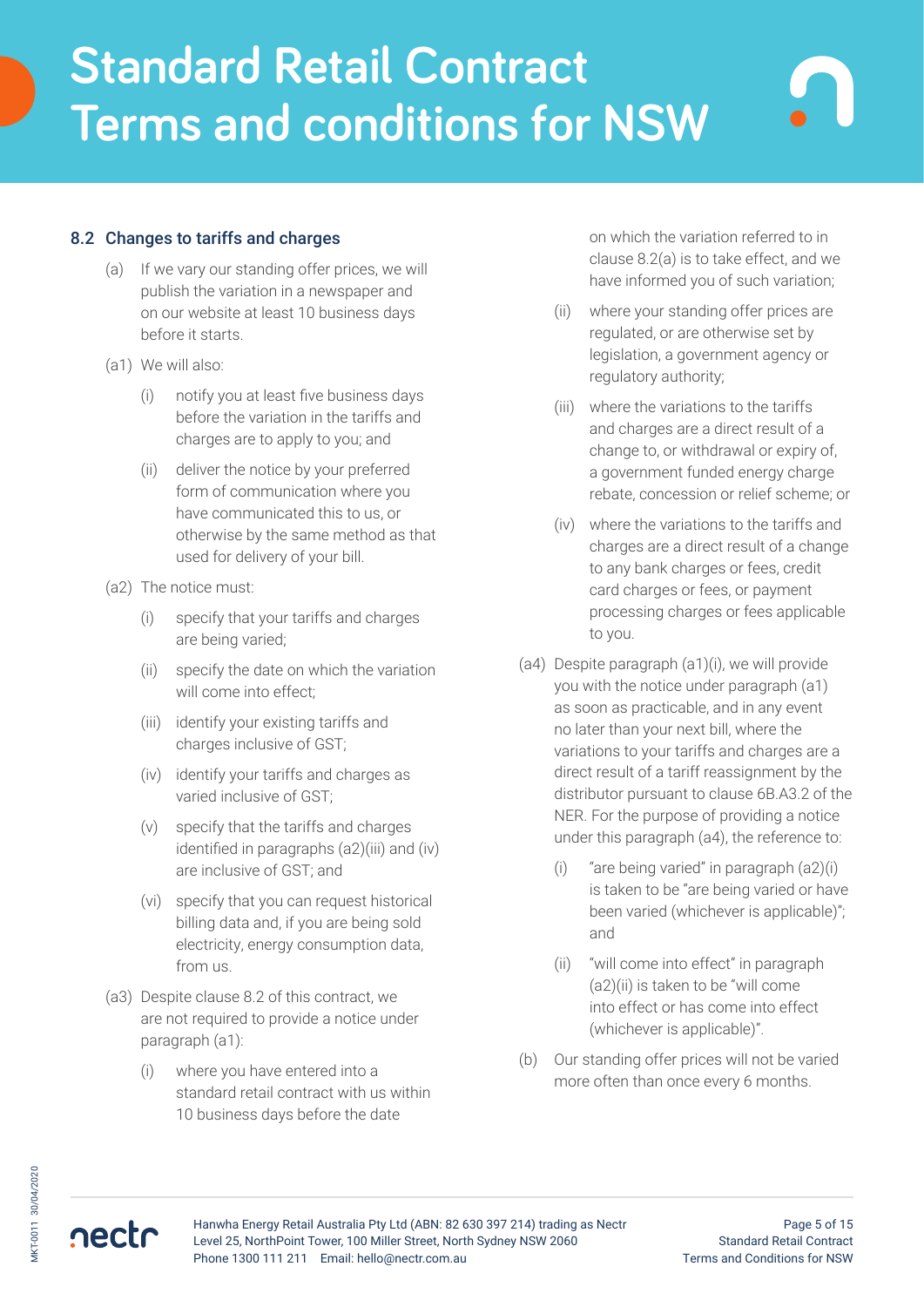### 8.2 Changes to tariffs and charges

(a) If we vary our standing offer prices, we will publish the variation in a newspaper and on our website at least 10 business days before it starts.

(a1) We will also:

- (i) notify you at least five business days before the variation in the tariffs and charges are to apply to you; and
- (ii) deliver the notice by your preferred form of communication where you have communicated this to us, or otherwise by the same method as that used for delivery of your bill.

(a2) The notice must:

- (i) specify that your tariffs and charges are being varied;
- (ii) specify the date on which the variation will come into effect;
- (iii) identify your existing tariffs and charges inclusive of GST;
- (iv) identify your tariffs and charges as varied inclusive of GST;
- (v) specify that the tariffs and charges identified in paragraphs (a2)(iii) and (iv) are inclusive of GST; and
- (vi) specify that you can request historical billing data and, if you are being sold electricity, energy consumption data, from us.

(a3) Despite clause 8.2 of this contract, we are not required to provide a notice under paragraph (a1):

- (i) where you have entered into a standard retail contract with us within 10 business days before the date on which the variation referred to in clause 8.2(a) is to take effect, and we have informed you of such variation;
- (ii) where your standing offer prices are regulated, or are otherwise set by legislation, a government agency or regulatory authority;
- (iii) where the variations to the tariffs and charges are a direct result of a change to, or withdrawal or expiry of, a government funded energy charge rebate, concession or relief scheme; or
- (iv) where the variations to the tariffs and charges are a direct result of a change to any bank charges or fees, credit card charges or fees, or payment processing charges or fees applicable to you.

(a4) Despite paragraph (a1)(i), we will provide you with the notice under paragraph (a1) as soon as practicable, and in any event no later than your next bill, where the variations to your tariffs and charges are a direct result of a tariff reassignment by the distributor pursuant to clause 6B.A3.2 of the NER. For the purpose of providing a notice under this paragraph (a4), the reference to:

- (i) "are being varied" in paragraph (a2)(i) is taken to be "are being varied or have been varied (whichever is applicable)"; and
- (ii) "will come into effect" in paragraph (a2)(ii) is taken to be "will come into effect or has come into effect (whichever is applicable)".

(b) Our standing offer prices will not be varied more often than once every 6 months.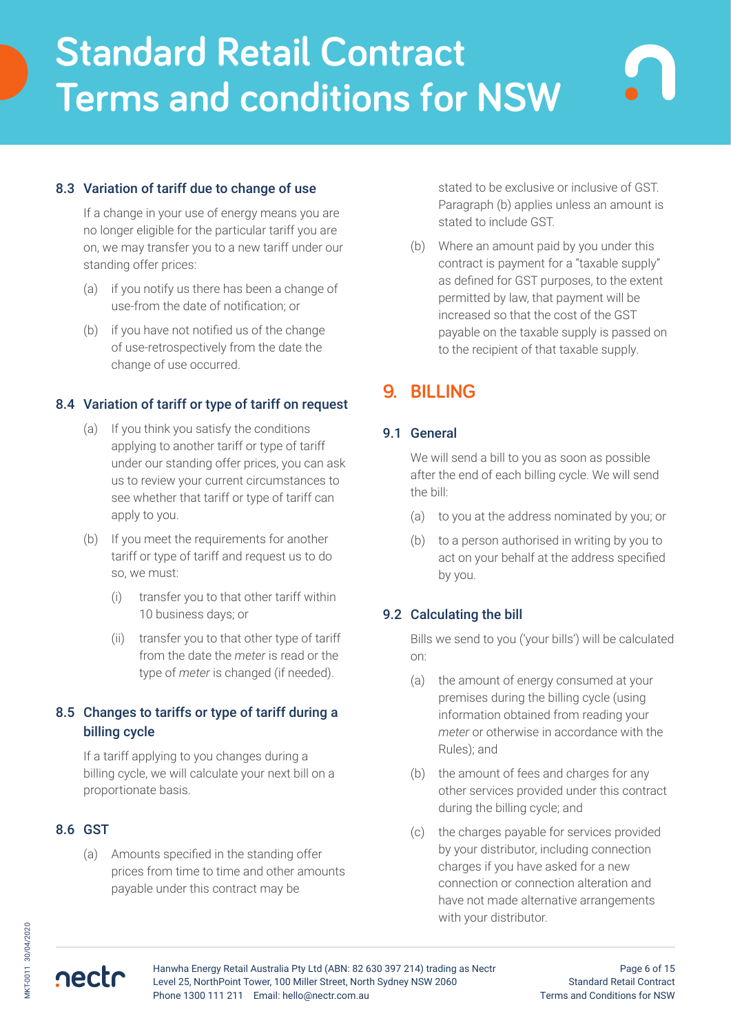### 8.3 Variation of tariff due to change of use

If a change in your use of energy means you are no longer eligible for the particular tariff you are on, we may transfer you to a new tariff under our standing offer prices:

(a) if you notify us there has been a change of use-from the date of notification; or

(b) if you have not notified us of the change of use-retrospectively from the date the change of use occurred.

### 8.4 Variation of tariff or type of tariff on request

(a) If you think you satisfy the conditions applying to another tariff or type of tariff under our standing offer prices, you can ask us to review your current circumstances to see whether that tariff or type of tariff can apply to you.

(b) If you meet the requirements for another tariff or type of tariff and request us to do so, we must:

  (i) transfer you to that other tariff within 10 business days; or

  (ii) transfer you to that other type of tariff from the date the *meter* is read or the type of *meter* is changed (if needed).

### 8.5 Changes to tariffs or type of tariff during a billing cycle

If a tariff applying to you changes during a billing cycle, we will calculate your next bill on a proportionate basis.

### 8.6 GST

(a) Amounts specified in the standing offer prices from time to time and other amounts payable under this contract may be stated to be exclusive or inclusive of GST. Paragraph (b) applies unless an amount is stated to include GST.

(b) Where an amount paid by you under this contract is payment for a "taxable supply" as defined for GST purposes, to the extent permitted by law, that payment will be increased so that the cost of the GST payable on the taxable supply is passed on to the recipient of that taxable supply.

## 9. BILLING

### 9.1 General

We will send a bill to you as soon as possible after the end of each billing cycle. We will send the bill:

(a) to you at the address nominated by you; or

(b) to a person authorised in writing by you to act on your behalf at the address specified by you.

### 9.2 Calculating the bill

Bills we send to you ('your bills') will be calculated on:

(a) the amount of energy consumed at your premises during the billing cycle (using information obtained from reading your *meter* or otherwise in accordance with the Rules); and

(b) the amount of fees and charges for any other services provided under this contract during the billing cycle; and

(c) the charges payable for services provided by your distributor, including connection charges if you have asked for a new connection or connection alteration and have not made alternative arrangements with your distributor.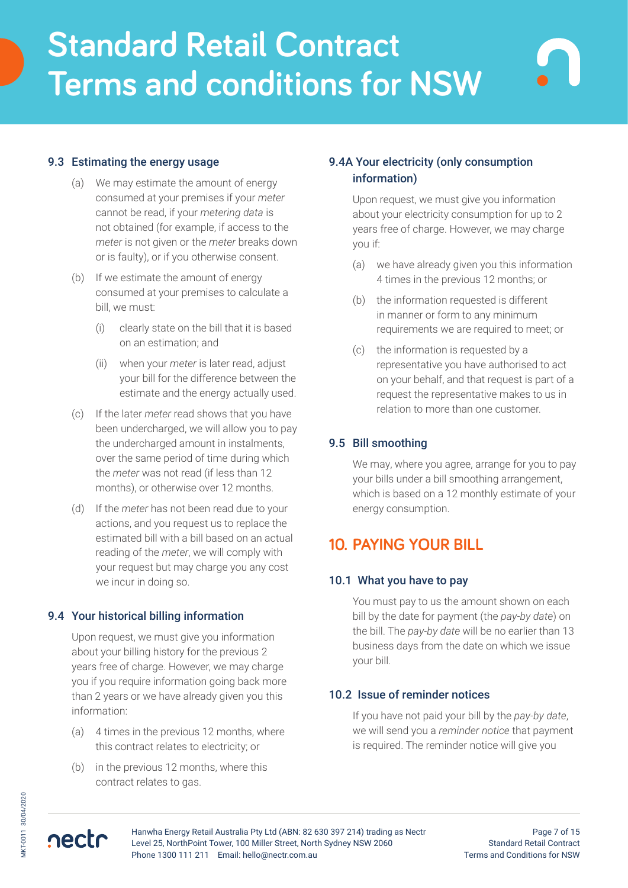### 9.3 Estimating the energy usage

(a) We may estimate the amount of energy consumed at your premises if your *meter* cannot be read, if your *metering data* is not obtained (for example, if access to the *meter* is not given or the *meter* breaks down or is faulty), or if you otherwise consent.

(b) If we estimate the amount of energy consumed at your premises to calculate a bill, we must:

  (i) clearly state on the bill that it is based on an estimation; and

  (ii) when your *meter* is later read, adjust your bill for the difference between the estimate and the energy actually used.

(c) If the later *meter* read shows that you have been undercharged, we will allow you to pay the undercharged amount in instalments, over the same period of time during which the *meter* was not read (if less than 12 months), or otherwise over 12 months.

(d) If the *meter* has not been read due to your actions, and you request us to replace the estimated bill with a bill based on an actual reading of the *meter*, we will comply with your request but may charge you any cost we incur in doing so.

### 9.4 Your historical billing information

Upon request, we must give you information about your billing history for the previous 2 years free of charge. However, we may charge you if you require information going back more than 2 years or we have already given you this information:

(a) 4 times in the previous 12 months, where this contract relates to electricity; or

(b) in the previous 12 months, where this contract relates to gas.

### 9.4A Your electricity (only consumption information)

Upon request, we must give you information about your electricity consumption for up to 2 years free of charge. However, we may charge you if:

(a) we have already given you this information 4 times in the previous 12 months; or

(b) the information requested is different in manner or form to any minimum requirements we are required to meet; or

(c) the information is requested by a representative you have authorised to act on your behalf, and that request is part of a request the representative makes to us in relation to more than one customer.

### 9.5 Bill smoothing

We may, where you agree, arrange for you to pay your bills under a bill smoothing arrangement, which is based on a 12 monthly estimate of your energy consumption.

## 10. PAYING YOUR BILL

### 10.1 What you have to pay

You must pay to us the amount shown on each bill by the date for payment (the *pay-by date*) on the bill. The *pay-by date* will be no earlier than 13 business days from the date on which we issue your bill.

### 10.2 Issue of reminder notices

If you have not paid your bill by the *pay-by date*, we will send you a *reminder notice* that payment is required. The reminder notice will give you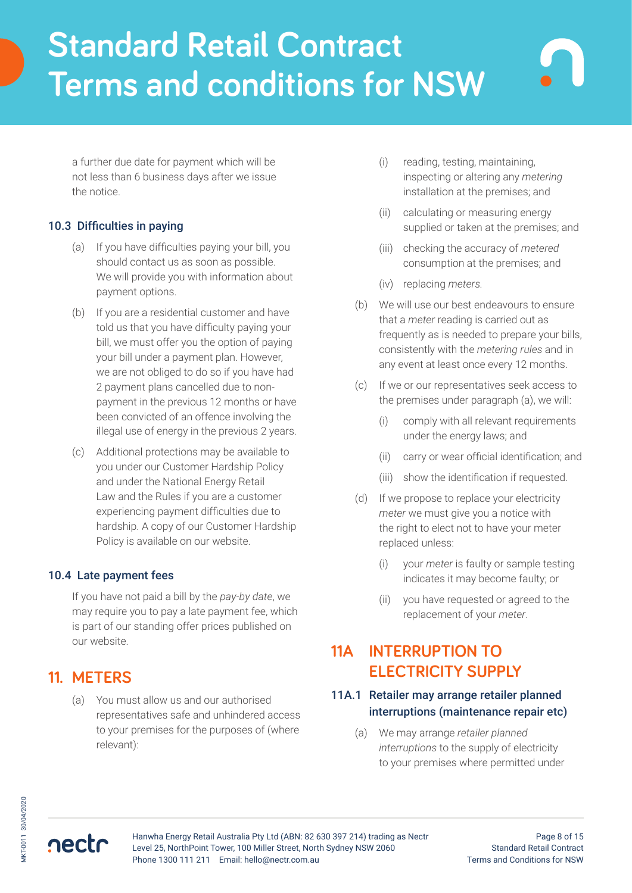a further due date for payment which will be not less than 6 business days after we issue the notice.

### 10.3 Difficulties in paying

(a) If you have difficulties paying your bill, you should contact us as soon as possible. We will provide you with information about payment options.

(b) If you are a residential customer and have told us that you have difficulty paying your bill, we must offer you the option of paying your bill under a payment plan. However, we are not obliged to do so if you have had 2 payment plans cancelled due to non-payment in the previous 12 months or have been convicted of an offence involving the illegal use of energy in the previous 2 years.

(c) Additional protections may be available to you under our Customer Hardship Policy and under the National Energy Retail Law and the Rules if you are a customer experiencing payment difficulties due to hardship. A copy of our Customer Hardship Policy is available on our website.

### 10.4 Late payment fees

If you have not paid a bill by the *pay-by date*, we may require you to pay a late payment fee, which is part of our standing offer prices published on our website.

## 11. METERS

(a) You must allow us and our authorised representatives safe and unhindered access to your premises for the purposes of (where relevant):

(i) reading, testing, maintaining, inspecting or altering any *metering* installation at the premises; and

(ii) calculating or measuring energy supplied or taken at the premises; and

(iii) checking the accuracy of *metered* consumption at the premises; and

(iv) replacing *meters.*

(b) We will use our best endeavours to ensure that a *meter* reading is carried out as frequently as is needed to prepare your bills, consistently with the *metering rules* and in any event at least once every 12 months.

(c) If we or our representatives seek access to the premises under paragraph (a), we will:

(i) comply with all relevant requirements under the energy laws; and

(ii) carry or wear official identification; and

(iii) show the identification if requested.

(d) If we propose to replace your electricity *meter* we must give you a notice with the right to elect not to have your meter replaced unless:

(i) your *meter* is faulty or sample testing indicates it may become faulty; or

(ii) you have requested or agreed to the replacement of your *meter*.

## 11A INTERRUPTION TO ELECTRICITY SUPPLY

### 11A.1 Retailer may arrange retailer planned interruptions (maintenance repair etc)

(a) We may arrange *retailer planned interruptions* to the supply of electricity to your premises where permitted under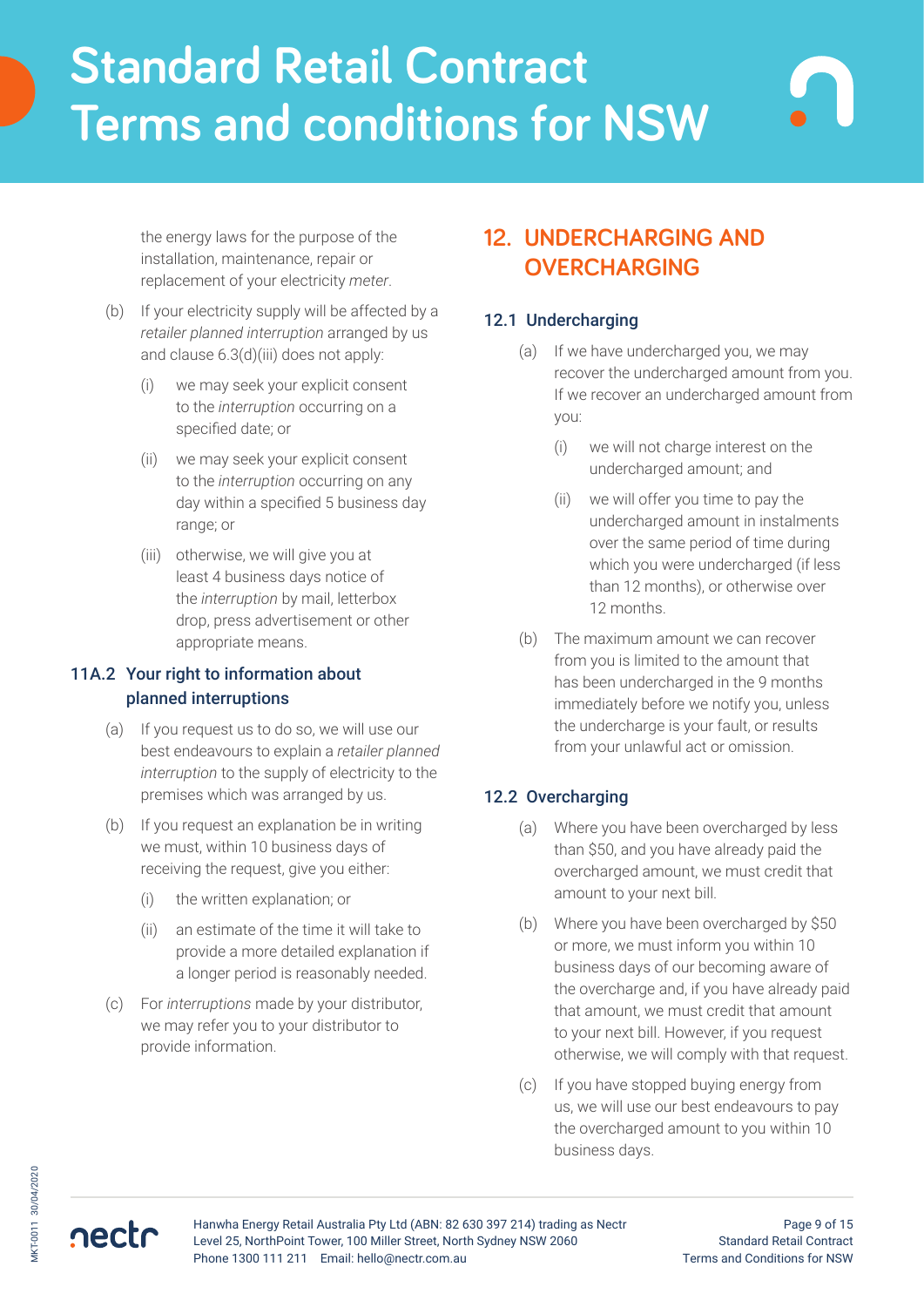the energy laws for the purpose of the installation, maintenance, repair or replacement of your electricity *meter*.

(b) If your electricity supply will be affected by a *retailer planned interruption* arranged by us and clause 6.3(d)(iii) does not apply:

(i) we may seek your explicit consent to the *interruption* occurring on a specified date; or

(ii) we may seek your explicit consent to the *interruption* occurring on any day within a specified 5 business day range; or

(iii) otherwise, we will give you at least 4 business days notice of the *interruption* by mail, letterbox drop, press advertisement or other appropriate means.

### 11A.2 Your right to information about planned interruptions

(a) If you request us to do so, we will use our best endeavours to explain a *retailer planned interruption* to the supply of electricity to the premises which was arranged by us.

(b) If you request an explanation be in writing we must, within 10 business days of receiving the request, give you either:

(i) the written explanation; or

(ii) an estimate of the time it will take to provide a more detailed explanation if a longer period is reasonably needed.

(c) For *interruptions* made by your distributor, we may refer you to your distributor to provide information.

## 12. UNDERCHARGING AND OVERCHARGING

### 12.1 Undercharging

(a) If we have undercharged you, we may recover the undercharged amount from you. If we recover an undercharged amount from you:

(i) we will not charge interest on the undercharged amount; and

(ii) we will offer you time to pay the undercharged amount in instalments over the same period of time during which you were undercharged (if less than 12 months), or otherwise over 12 months.

(b) The maximum amount we can recover from you is limited to the amount that has been undercharged in the 9 months immediately before we notify you, unless the undercharge is your fault, or results from your unlawful act or omission.

### 12.2 Overcharging

(a) Where you have been overcharged by less than $50, and you have already paid the overcharged amount, we must credit that amount to your next bill.

(b) Where you have been overcharged by $50 or more, we must inform you within 10 business days of our becoming aware of the overcharge and, if you have already paid that amount, we must credit that amount to your next bill. However, if you request otherwise, we will comply with that request.

(c) If you have stopped buying energy from us, we will use our best endeavours to pay the overcharged amount to you within 10 business days.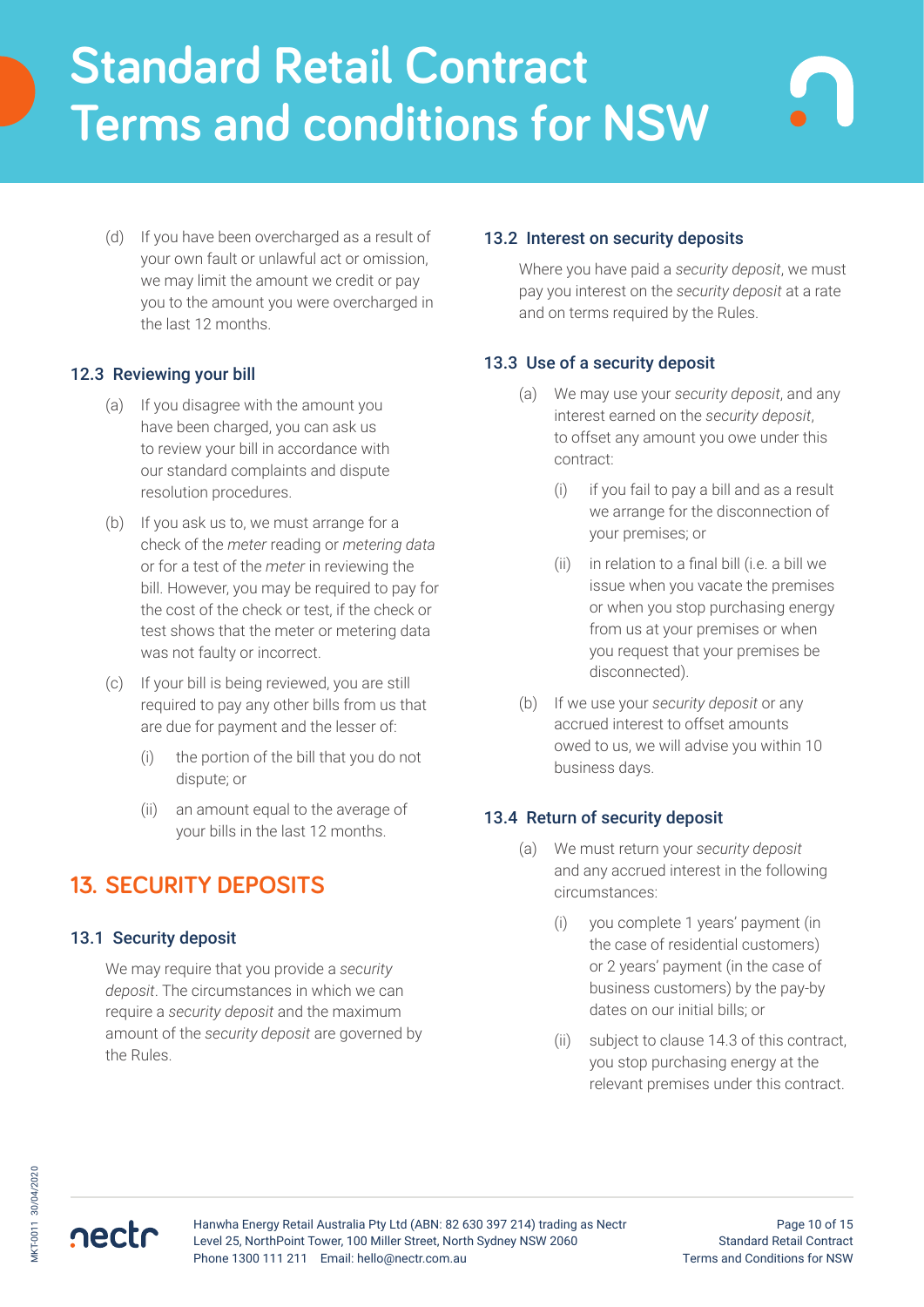(d) If you have been overcharged as a result of your own fault or unlawful act or omission, we may limit the amount we credit or pay you to the amount you were overcharged in the last 12 months.

### 12.3 Reviewing your bill

(a) If you disagree with the amount you have been charged, you can ask us to review your bill in accordance with our standard complaints and dispute resolution procedures.

(b) If you ask us to, we must arrange for a check of the *meter* reading or *metering data* or for a test of the *meter* in reviewing the bill. However, you may be required to pay for the cost of the check or test, if the check or test shows that the meter or metering data was not faulty or incorrect.

(c) If your bill is being reviewed, you are still required to pay any other bills from us that are due for payment and the lesser of:

(i) the portion of the bill that you do not dispute; or

(ii) an amount equal to the average of your bills in the last 12 months.

## 13. SECURITY DEPOSITS

### 13.1 Security deposit

We may require that you provide a *security deposit*. The circumstances in which we can require a *security deposit* and the maximum amount of the *security deposit* are governed by the Rules.

### 13.2 Interest on security deposits

Where you have paid a *security deposit*, we must pay you interest on the *security deposit* at a rate and on terms required by the Rules.

### 13.3 Use of a security deposit

(a) We may use your *security deposit*, and any interest earned on the *security deposit*, to offset any amount you owe under this contract:

(i) if you fail to pay a bill and as a result we arrange for the disconnection of your premises; or

(ii) in relation to a final bill (i.e. a bill we issue when you vacate the premises or when you stop purchasing energy from us at your premises or when you request that your premises be disconnected).

(b) If we use your *security deposit* or any accrued interest to offset amounts owed to us, we will advise you within 10 business days.

### 13.4 Return of security deposit

(a) We must return your *security deposit* and any accrued interest in the following circumstances:

(i) you complete 1 years' payment (in the case of residential customers) or 2 years' payment (in the case of business customers) by the pay-by dates on our initial bills; or

(ii) subject to clause 14.3 of this contract, you stop purchasing energy at the relevant premises under this contract.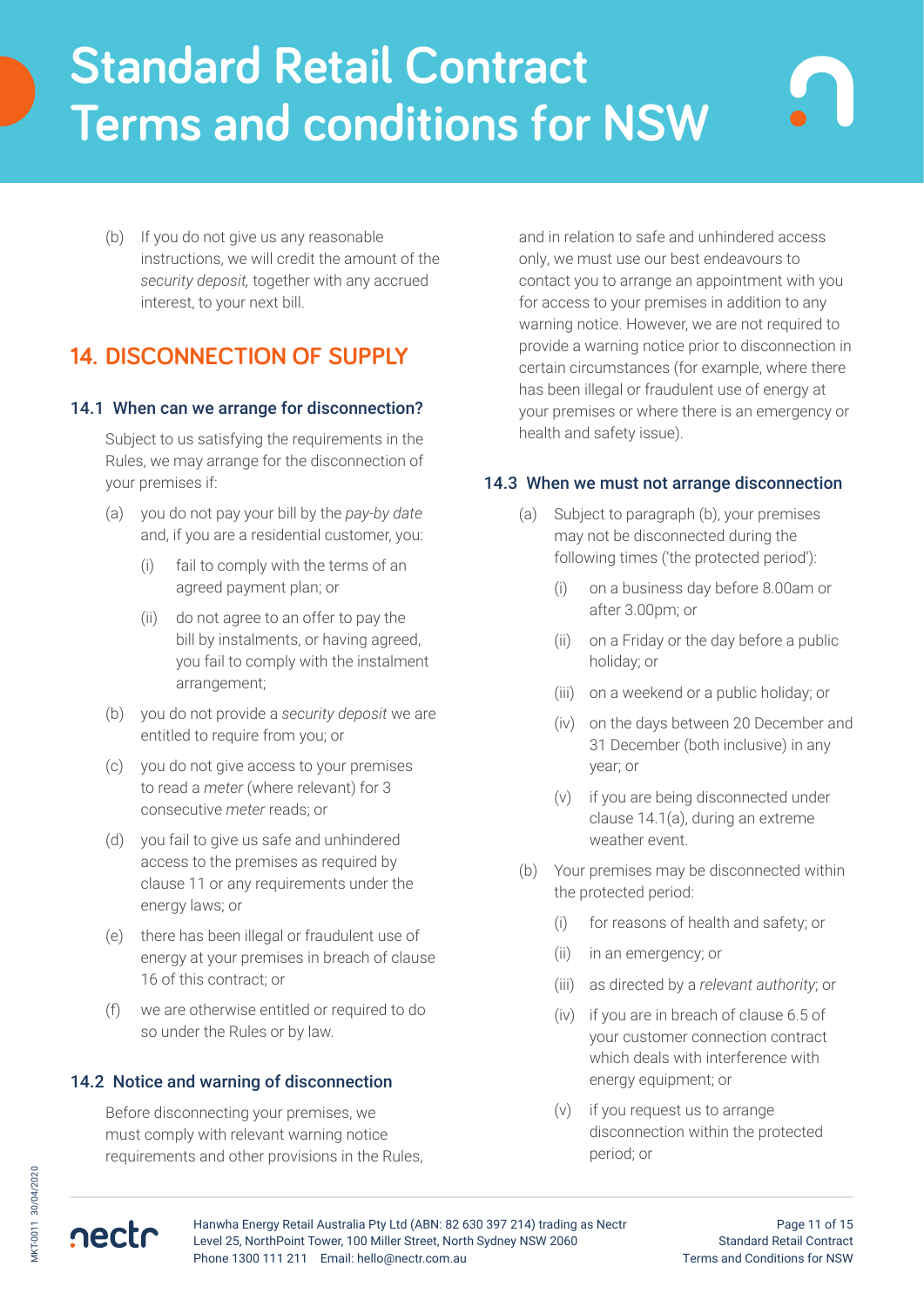(b) If you do not give us any reasonable instructions, we will credit the amount of the *security deposit,* together with any accrued interest, to your next bill.

## 14. DISCONNECTION OF SUPPLY

### 14.1 When can we arrange for disconnection?

Subject to us satisfying the requirements in the Rules, we may arrange for the disconnection of your premises if:

(a) you do not pay your bill by the *pay-by date* and, if you are a residential customer, you:

(i) fail to comply with the terms of an agreed payment plan; or

(ii) do not agree to an offer to pay the bill by instalments, or having agreed, you fail to comply with the instalment arrangement;

(b) you do not provide a *security deposit* we are entitled to require from you; or

(c) you do not give access to your premises to read a *meter* (where relevant) for 3 consecutive *meter* reads; or

(d) you fail to give us safe and unhindered access to the premises as required by clause 11 or any requirements under the energy laws; or

(e) there has been illegal or fraudulent use of energy at your premises in breach of clause 16 of this contract; or

(f) we are otherwise entitled or required to do so under the Rules or by law.

### 14.2 Notice and warning of disconnection

Before disconnecting your premises, we must comply with relevant warning notice requirements and other provisions in the Rules, and in relation to safe and unhindered access only, we must use our best endeavours to contact you to arrange an appointment with you for access to your premises in addition to any warning notice. However, we are not required to provide a warning notice prior to disconnection in certain circumstances (for example, where there has been illegal or fraudulent use of energy at your premises or where there is an emergency or health and safety issue).

### 14.3 When we must not arrange disconnection

(a) Subject to paragraph (b), your premises may not be disconnected during the following times ('the protected period'):

(i) on a business day before 8.00am or after 3.00pm; or

(ii) on a Friday or the day before a public holiday; or

(iii) on a weekend or a public holiday; or

(iv) on the days between 20 December and 31 December (both inclusive) in any year; or

(v) if you are being disconnected under clause 14.1(a), during an extreme weather event.

(b) Your premises may be disconnected within the protected period:

(i) for reasons of health and safety; or

(ii) in an emergency; or

(iii) as directed by a *relevant authority*; or

(iv) if you are in breach of clause 6.5 of your customer connection contract which deals with interference with energy equipment; or

(v) if you request us to arrange disconnection within the protected period; or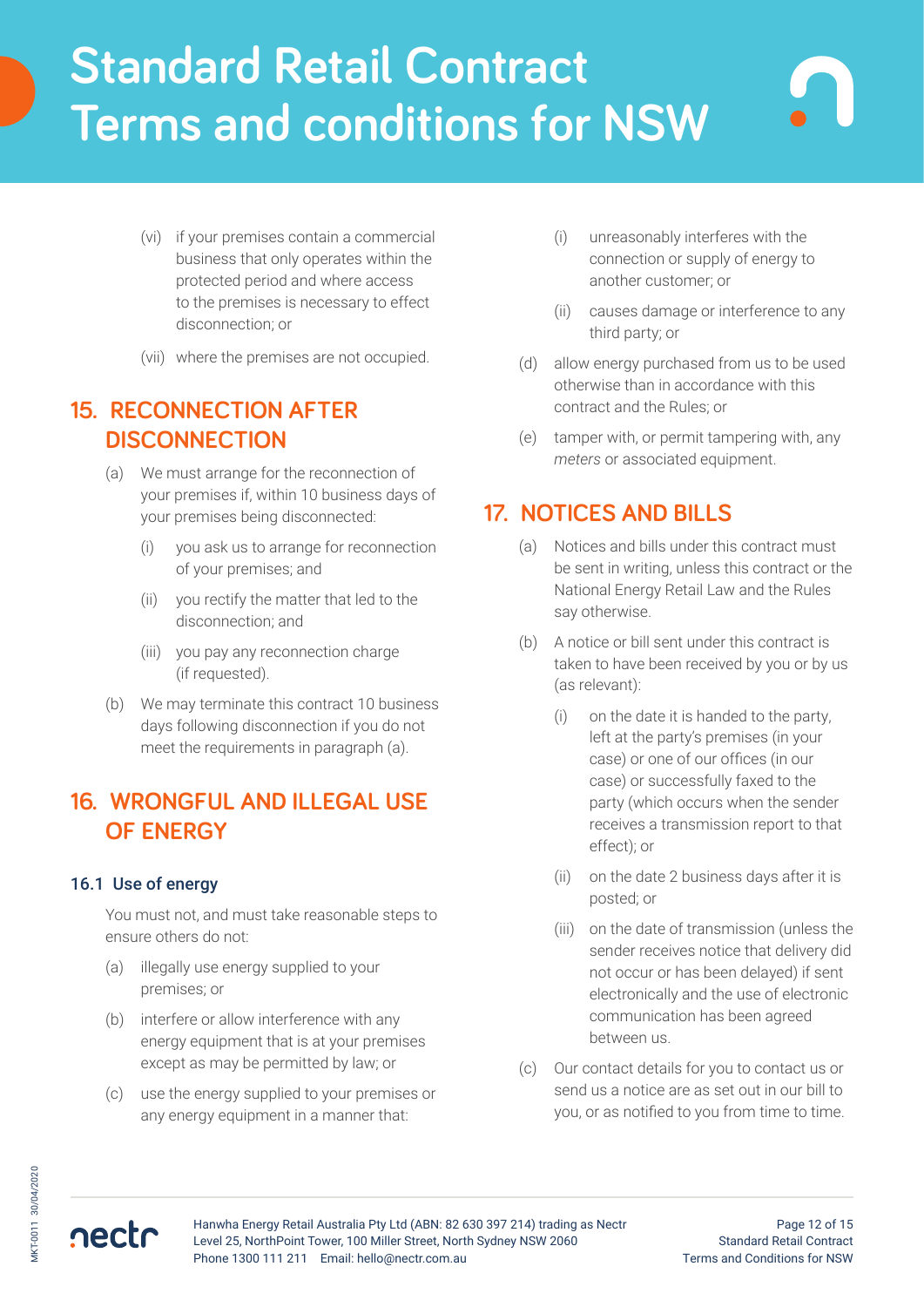(vi) if your premises contain a commercial business that only operates within the protected period and where access to the premises is necessary to effect disconnection; or

(vii) where the premises are not occupied.

## 15. RECONNECTION AFTER DISCONNECTION

(a) We must arrange for the reconnection of your premises if, within 10 business days of your premises being disconnected:

(i) you ask us to arrange for reconnection of your premises; and

(ii) you rectify the matter that led to the disconnection; and

(iii) you pay any reconnection charge (if requested).

(b) We may terminate this contract 10 business days following disconnection if you do not meet the requirements in paragraph (a).

## 16. WRONGFUL AND ILLEGAL USE OF ENERGY

### 16.1 Use of energy

You must not, and must take reasonable steps to ensure others do not:

(a) illegally use energy supplied to your premises; or

(b) interfere or allow interference with any energy equipment that is at your premises except as may be permitted by law; or

(c) use the energy supplied to your premises or any energy equipment in a manner that:

(i) unreasonably interferes with the connection or supply of energy to another customer; or

(ii) causes damage or interference to any third party; or

(d) allow energy purchased from us to be used otherwise than in accordance with this contract and the Rules; or

(e) tamper with, or permit tampering with, any *meters* or associated equipment.

## 17. NOTICES AND BILLS

(a) Notices and bills under this contract must be sent in writing, unless this contract or the National Energy Retail Law and the Rules say otherwise.

(b) A notice or bill sent under this contract is taken to have been received by you or by us (as relevant):

(i) on the date it is handed to the party, left at the party's premises (in your case) or one of our offices (in our case) or successfully faxed to the party (which occurs when the sender receives a transmission report to that effect); or

(ii) on the date 2 business days after it is posted; or

(iii) on the date of transmission (unless the sender receives notice that delivery did not occur or has been delayed) if sent electronically and the use of electronic communication has been agreed between us.

(c) Our contact details for you to contact us or send us a notice are as set out in our bill to you, or as notified to you from time to time.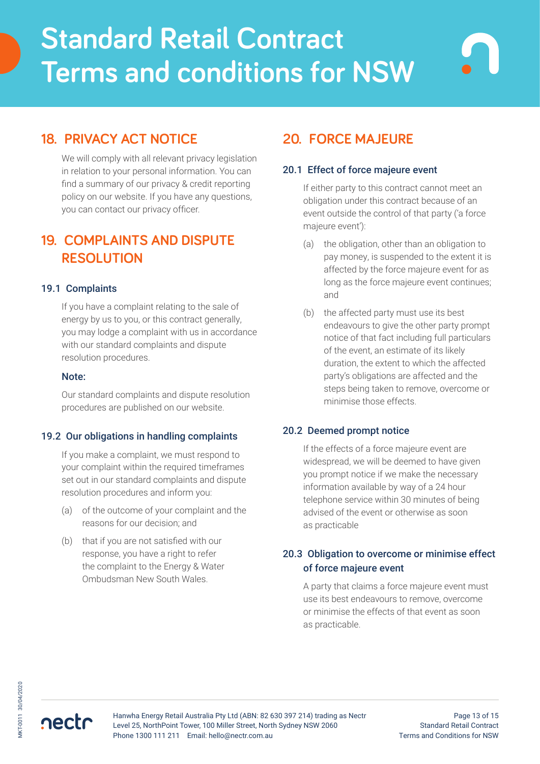## 18. PRIVACY ACT NOTICE

We will comply with all relevant privacy legislation in relation to your personal information. You can find a summary of our privacy & credit reporting policy on our website. If you have any questions, you can contact our privacy officer.

## 19. COMPLAINTS AND DISPUTE RESOLUTION

### 19.1 Complaints

If you have a complaint relating to the sale of energy by us to you, or this contract generally, you may lodge a complaint with us in accordance with our standard complaints and dispute resolution procedures.

**Note:**

Our standard complaints and dispute resolution procedures are published on our website.

### 19.2 Our obligations in handling complaints

If you make a complaint, we must respond to your complaint within the required timeframes set out in our standard complaints and dispute resolution procedures and inform you:

(a) of the outcome of your complaint and the reasons for our decision; and

(b) that if you are not satisfied with our response, you have a right to refer the complaint to the Energy & Water Ombudsman New South Wales.

## 20. FORCE MAJEURE

### 20.1 Effect of force majeure event

If either party to this contract cannot meet an obligation under this contract because of an event outside the control of that party ('a force majeure event'):

(a) the obligation, other than an obligation to pay money, is suspended to the extent it is affected by the force majeure event for as long as the force majeure event continues; and

(b) the affected party must use its best endeavours to give the other party prompt notice of that fact including full particulars of the event, an estimate of its likely duration, the extent to which the affected party's obligations are affected and the steps being taken to remove, overcome or minimise those effects.

### 20.2 Deemed prompt notice

If the effects of a force majeure event are widespread, we will be deemed to have given you prompt notice if we make the necessary information available by way of a 24 hour telephone service within 30 minutes of being advised of the event or otherwise as soon as practicable

### 20.3 Obligation to overcome or minimise effect of force majeure event

A party that claims a force majeure event must use its best endeavours to remove, overcome or minimise the effects of that event as soon as practicable.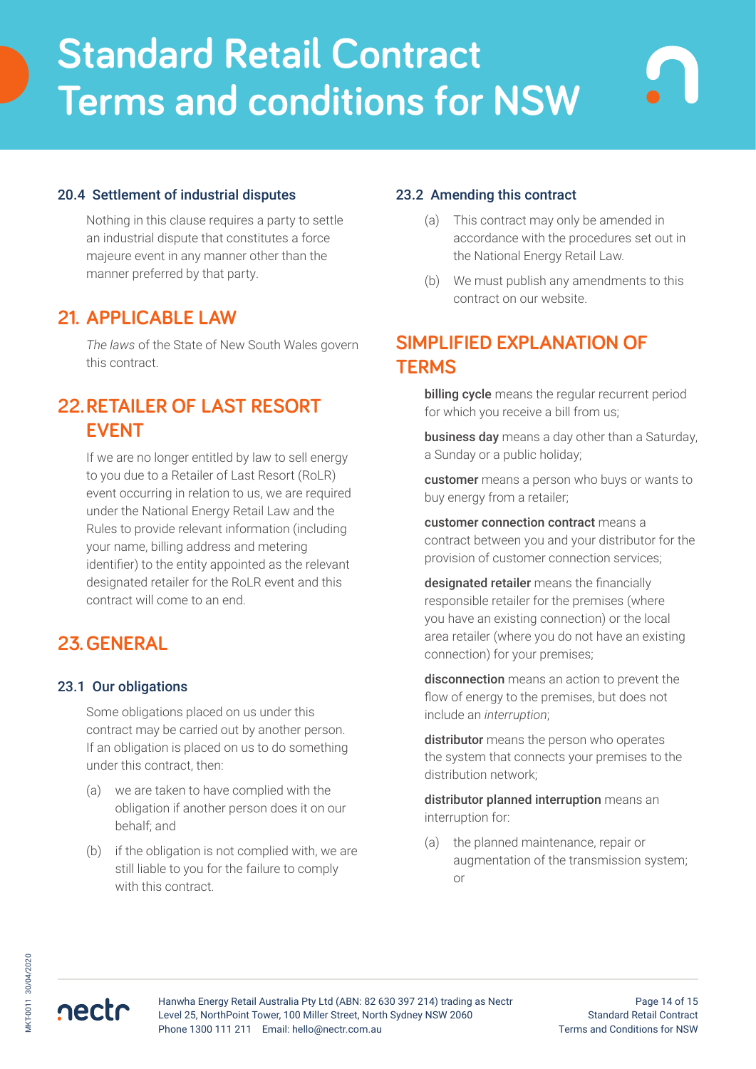### 20.4 Settlement of industrial disputes

Nothing in this clause requires a party to settle an industrial dispute that constitutes a force majeure event in any manner other than the manner preferred by that party.

## 21. APPLICABLE LAW

*The laws* of the State of New South Wales govern this contract.

## 22. RETAILER OF LAST RESORT EVENT

If we are no longer entitled by law to sell energy to you due to a Retailer of Last Resort (RoLR) event occurring in relation to us, we are required under the National Energy Retail Law and the Rules to provide relevant information (including your name, billing address and metering identifier) to the entity appointed as the relevant designated retailer for the RoLR event and this contract will come to an end.

## 23. GENERAL

### 23.1 Our obligations

Some obligations placed on us under this contract may be carried out by another person. If an obligation is placed on us to do something under this contract, then:

(a) we are taken to have complied with the obligation if another person does it on our behalf; and

(b) if the obligation is not complied with, we are still liable to you for the failure to comply with this contract.

### 23.2 Amending this contract

(a) This contract may only be amended in accordance with the procedures set out in the National Energy Retail Law.

(b) We must publish any amendments to this contract on our website.

## SIMPLIFIED EXPLANATION OF TERMS

**billing cycle** means the regular recurrent period for which you receive a bill from us;

**business day** means a day other than a Saturday, a Sunday or a public holiday;

**customer** means a person who buys or wants to buy energy from a retailer;

**customer connection contract** means a contract between you and your distributor for the provision of customer connection services;

**designated retailer** means the financially responsible retailer for the premises (where you have an existing connection) or the local area retailer (where you do not have an existing connection) for your premises;

**disconnection** means an action to prevent the flow of energy to the premises, but does not include an *interruption*;

**distributor** means the person who operates the system that connects your premises to the distribution network;

**distributor planned interruption** means an interruption for:

(a) the planned maintenance, repair or augmentation of the transmission system; or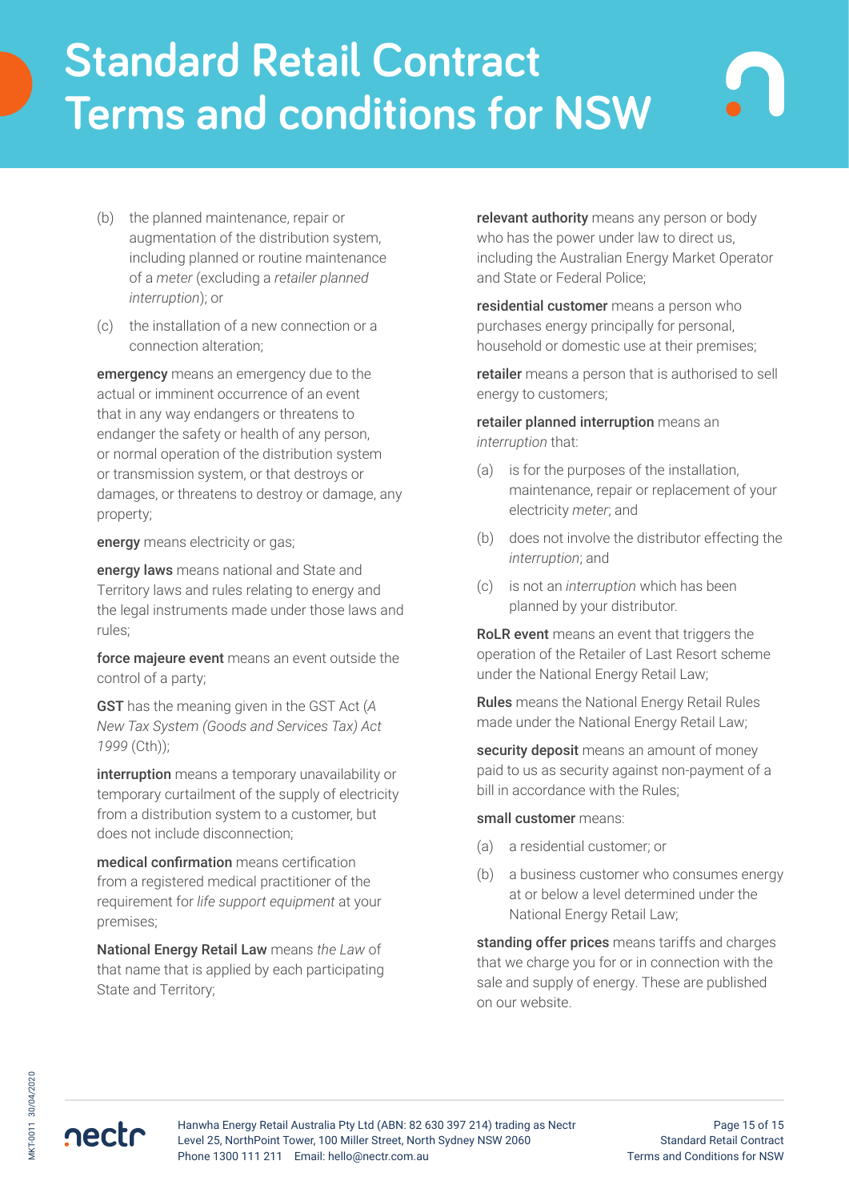(b) the planned maintenance, repair or augmentation of the distribution system, including planned or routine maintenance of a *meter* (excluding a *retailer planned interruption*); or

(c) the installation of a new connection or a connection alteration;

**emergency** means an emergency due to the actual or imminent occurrence of an event that in any way endangers or threatens to endanger the safety or health of any person, or normal operation of the distribution system or transmission system, or that destroys or damages, or threatens to destroy or damage, any property;

**energy** means electricity or gas;

**energy laws** means national and State and Territory laws and rules relating to energy and the legal instruments made under those laws and rules;

**force majeure event** means an event outside the control of a party;

**GST** has the meaning given in the GST Act (*A New Tax System (Goods and Services Tax) Act 1999* (Cth));

**interruption** means a temporary unavailability or temporary curtailment of the supply of electricity from a distribution system to a customer, but does not include disconnection;

**medical confirmation** means certification from a registered medical practitioner of the requirement for *life support equipment* at your premises;

**National Energy Retail Law** means *the Law* of that name that is applied by each participating State and Territory;

**relevant authority** means any person or body who has the power under law to direct us, including the Australian Energy Market Operator and State or Federal Police;

**residential customer** means a person who purchases energy principally for personal, household or domestic use at their premises;

**retailer** means a person that is authorised to sell energy to customers;

**retailer planned interruption** means an *interruption* that:

(a) is for the purposes of the installation, maintenance, repair or replacement of your electricity *meter*; and

(b) does not involve the distributor effecting the *interruption*; and

(c) is not an *interruption* which has been planned by your distributor.

**RoLR event** means an event that triggers the operation of the Retailer of Last Resort scheme under the National Energy Retail Law;

**Rules** means the National Energy Retail Rules made under the National Energy Retail Law;

**security deposit** means an amount of money paid to us as security against non-payment of a bill in accordance with the Rules;

**small customer** means:

(a) a residential customer; or

(b) a business customer who consumes energy at or below a level determined under the National Energy Retail Law;

**standing offer prices** means tariffs and charges that we charge you for or in connection with the sale and supply of energy. These are published on our website.

MKT-0011 30/04/2020

Hanwha Energy Retail Australia Pty Ltd (ABN: 82 630 397 214) trading as Nectr
Level 25, NorthPoint Tower, 100 Miller Street, North Sydney NSW 2060
Phone 1300 111 211 Email: hello@nectr.com.au